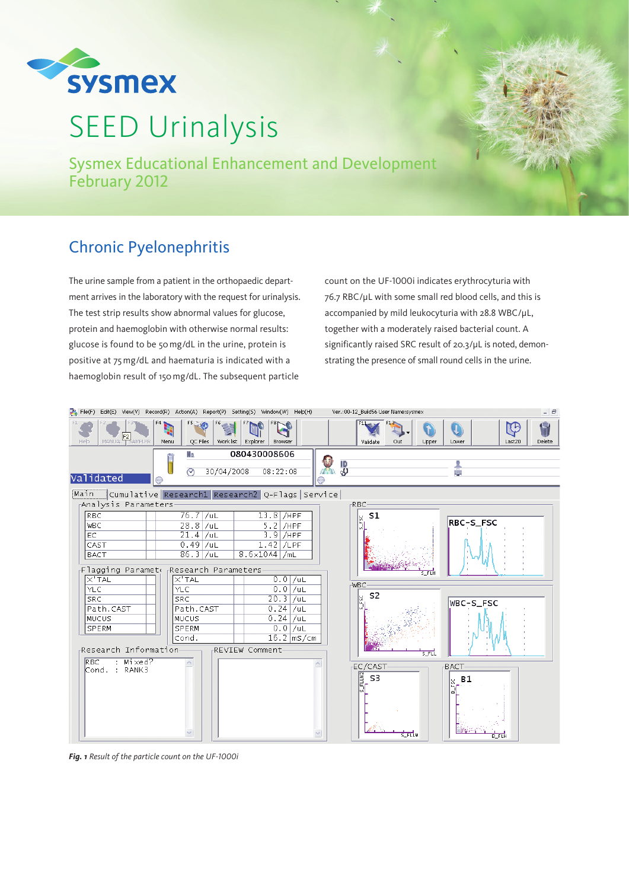# SEED Urinalysis

Sysmex Educational Enhancement and Development
February 2012

## Chronic Pyelonephritis

The urine sample from a patient in the orthopaedic department arrives in the laboratory with the request for urinalysis. The test strip results show abnormal values for glucose, protein and haemoglobin with otherwise normal results: glucose is found to be 50 mg/dL in the urine, protein is positive at 75 mg/dL and haematuria is indicated with a haemoglobin result of 150 mg/dL. The subsequent particle count on the UF-1000i indicates erythrocyturia with 76.7 RBC/µL with some small red blood cells, and this is accompanied by mild leukocyturia with 28.8 WBC/µL, together with a moderately raised bacterial count. A significantly raised SRC result of 20.3/µL is noted, demonstrating the presence of small round cells in the urine.

*Fig. 1 Result of the particle count on the UF-1000i*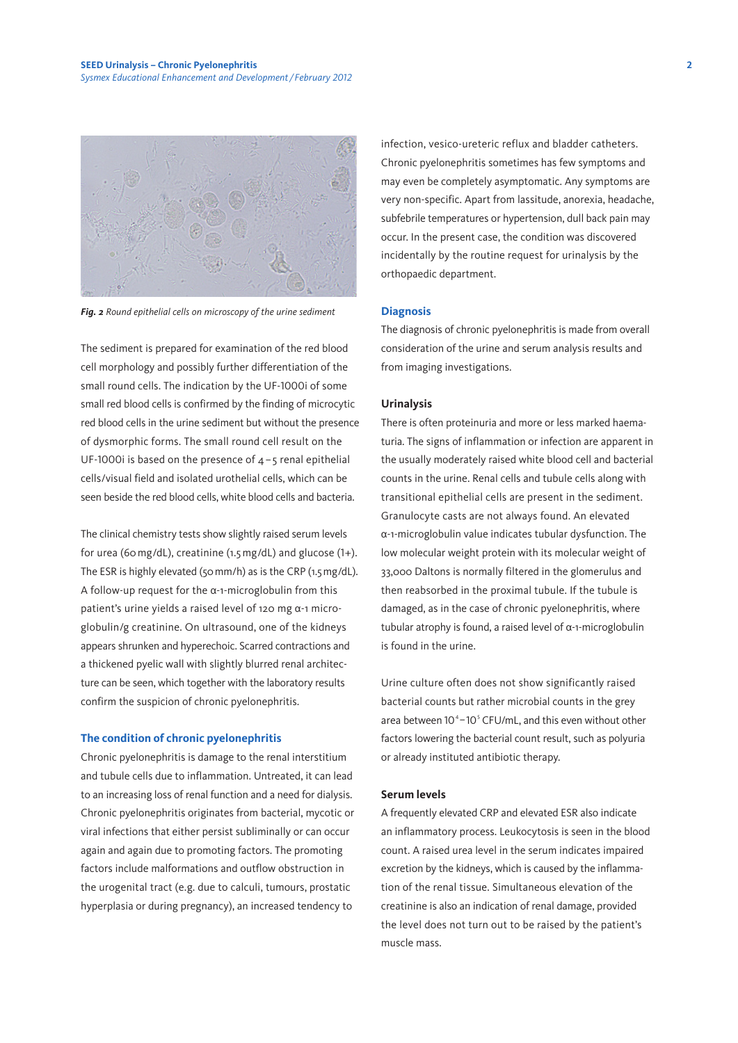*Fig. 2 Round epithelial cells on microscopy of the urine sediment*

The sediment is prepared for examination of the red blood cell morphology and possibly further differentiation of the small round cells. The indication by the UF-1000i of some small red blood cells is confirmed by the finding of microcytic red blood cells in the urine sediment but without the presence of dysmorphic forms. The small round cell result on the UF-1000i is based on the presence of 4–5 renal epithelial cells/visual field and isolated urothelial cells, which can be seen beside the red blood cells, white blood cells and bacteria.

The clinical chemistry tests show slightly raised serum levels for urea (60 mg/dL), creatinine (1.5 mg/dL) and glucose (1+). The ESR is highly elevated (50 mm/h) as is the CRP (1.5 mg/dL). A follow-up request for the α-1-microglobulin from this patient's urine yields a raised level of 120 mg α-1 microglobulin/g creatinine. On ultrasound, one of the kidneys appears shrunken and hyperechoic. Scarred contractions and a thickened pyelic wall with slightly blurred renal architecture can be seen, which together with the laboratory results confirm the suspicion of chronic pyelonephritis.

## The condition of chronic pyelonephritis

Chronic pyelonephritis is damage to the renal interstitium and tubule cells due to inflammation. Untreated, it can lead to an increasing loss of renal function and a need for dialysis. Chronic pyelonephritis originates from bacterial, mycotic or viral infections that either persist subliminally or can occur again and again due to promoting factors. The promoting factors include malformations and outflow obstruction in the urogenital tract (e.g. due to calculi, tumours, prostatic hyperplasia or during pregnancy), an increased tendency to infection, vesico-ureteric reflux and bladder catheters. Chronic pyelonephritis sometimes has few symptoms and may even be completely asymptomatic. Any symptoms are very non-specific. Apart from lassitude, anorexia, headache, subfebrile temperatures or hypertension, dull back pain may occur. In the present case, the condition was discovered incidentally by the routine request for urinalysis by the orthopaedic department.

## Diagnosis

The diagnosis of chronic pyelonephritis is made from overall consideration of the urine and serum analysis results and from imaging investigations.

### Urinalysis

There is often proteinuria and more or less marked haematuria. The signs of inflammation or infection are apparent in the usually moderately raised white blood cell and bacterial counts in the urine. Renal cells and tubule cells along with transitional epithelial cells are present in the sediment. Granulocyte casts are not always found. An elevated α-1-microglobulin value indicates tubular dysfunction. The low molecular weight protein with its molecular weight of 33,000 Daltons is normally filtered in the glomerulus and then reabsorbed in the proximal tubule. If the tubule is damaged, as in the case of chronic pyelonephritis, where tubular atrophy is found, a raised level of α-1-microglobulin is found in the urine.

Urine culture often does not show significantly raised bacterial counts but rather microbial counts in the grey area between $10^4$–$10^5$ CFU/mL, and this even without other factors lowering the bacterial count result, such as polyuria or already instituted antibiotic therapy.

### Serum levels

A frequently elevated CRP and elevated ESR also indicate an inflammatory process. Leukocytosis is seen in the blood count. A raised urea level in the serum indicates impaired excretion by the kidneys, which is caused by the inflammation of the renal tissue. Simultaneous elevation of the creatinine is also an indication of renal damage, provided the level does not turn out to be raised by the patient's muscle mass.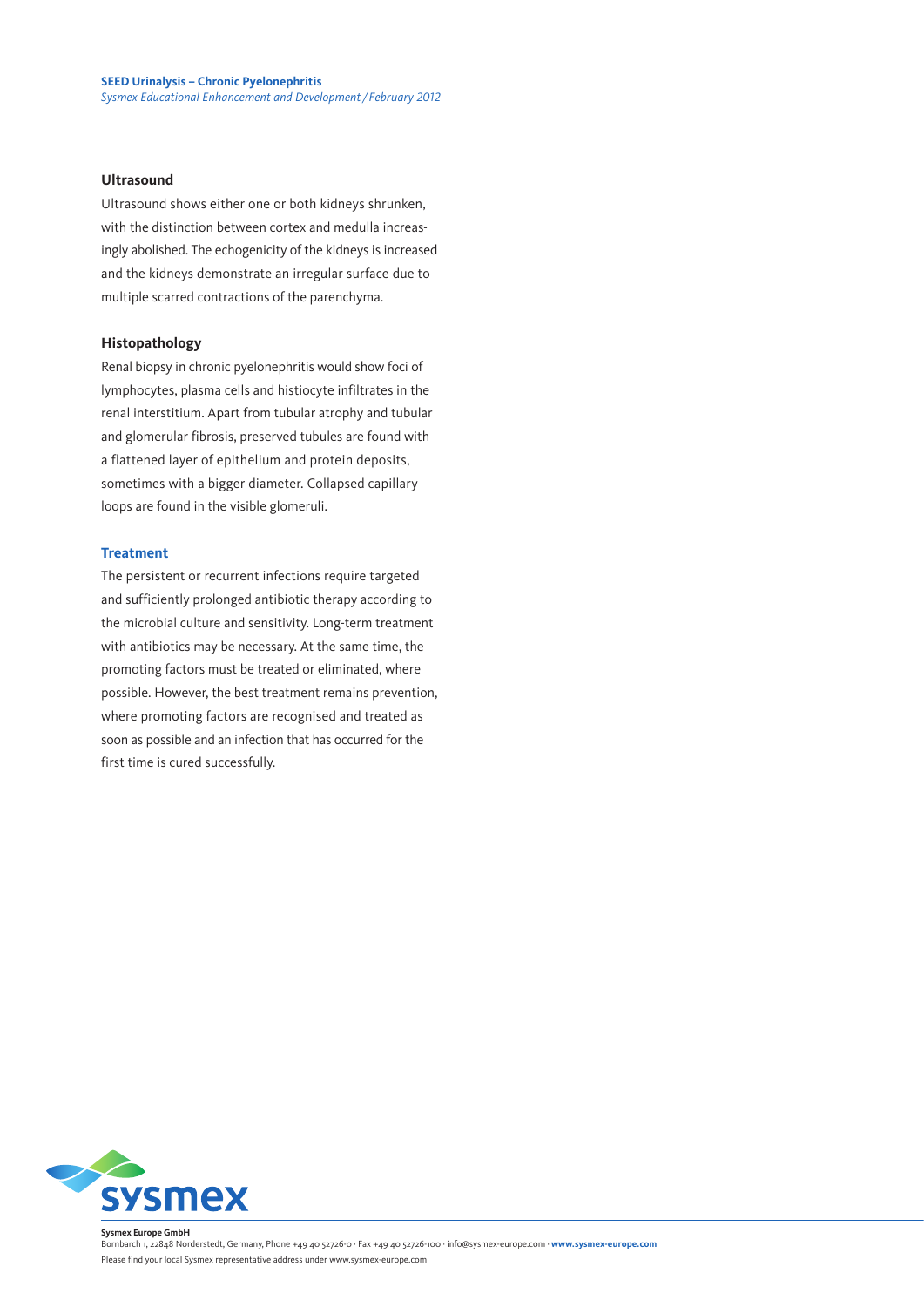### Ultrasound

Ultrasound shows either one or both kidneys shrunken, with the distinction between cortex and medulla increasingly abolished. The echogenicity of the kidneys is increased and the kidneys demonstrate an irregular surface due to multiple scarred contractions of the parenchyma.

### Histopathology

Renal biopsy in chronic pyelonephritis would show foci of lymphocytes, plasma cells and histiocyte infiltrates in the renal interstitium. Apart from tubular atrophy and tubular and glomerular fibrosis, preserved tubules are found with a flattened layer of epithelium and protein deposits, sometimes with a bigger diameter. Collapsed capillary loops are found in the visible glomeruli.

## Treatment

The persistent or recurrent infections require targeted and sufficiently prolonged antibiotic therapy according to the microbial culture and sensitivity. Long-term treatment with antibiotics may be necessary. At the same time, the promoting factors must be treated or eliminated, where possible. However, the best treatment remains prevention, where promoting factors are recognised and treated as soon as possible and an infection that has occurred for the first time is cured successfully.

**Sysmex Europe GmbH**
Bornbarch 1, 22848 Norderstedt, Germany, Phone +49 40 52726-0 · Fax +49 40 52726-100 · info@sysmex-europe.com · **www.sysmex-europe.com**
Please find your local Sysmex representative address under www.sysmex-europe.com